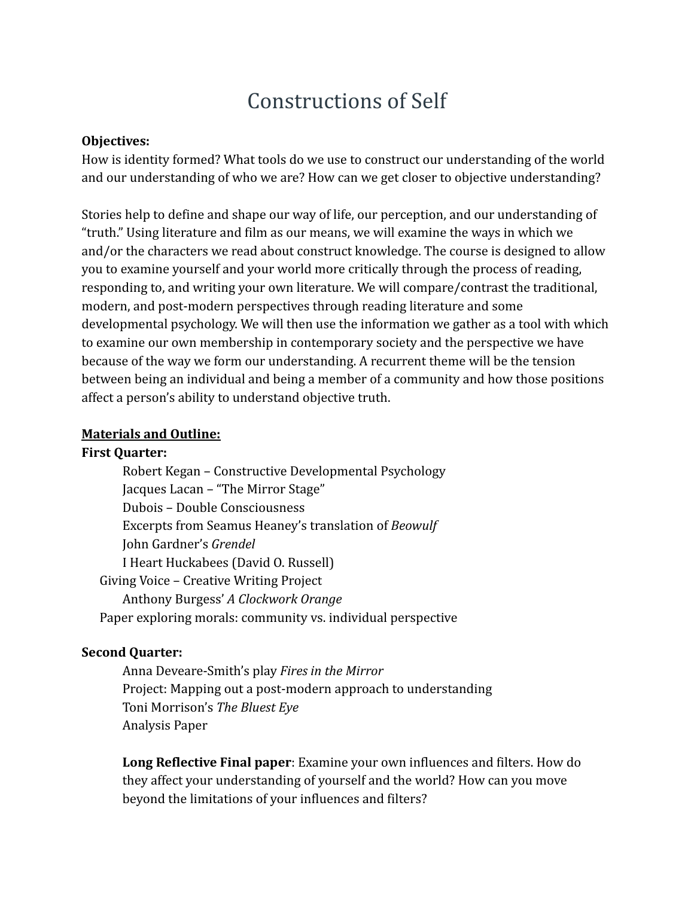# Constructions of Self

**Objectives:**
How is identity formed? What tools do we use to construct our understanding of the world and our understanding of who we are? How can we get closer to objective understanding?

Stories help to define and shape our way of life, our perception, and our understanding of "truth." Using literature and film as our means, we will examine the ways in which we and/or the characters we read about construct knowledge. The course is designed to allow you to examine yourself and your world more critically through the process of reading, responding to, and writing your own literature. We will compare/contrast the traditional, modern, and post-modern perspectives through reading literature and some developmental psychology. We will then use the information we gather as a tool with which to examine our own membership in contemporary society and the perspective we have because of the way we form our understanding. A recurrent theme will be the tension between being an individual and being a member of a community and how those positions affect a person's ability to understand objective truth.

**Materials and Outline:**

**First Quarter:**

- Robert Kegan – Constructive Developmental Psychology
- Jacques Lacan – "The Mirror Stage"
- Dubois – Double Consciousness
- Excerpts from Seamus Heaney's translation of *Beowulf*
- John Gardner's *Grendel*
- I Heart Huckabees (David O. Russell)

Giving Voice – Creative Writing Project

- Anthony Burgess' *A Clockwork Orange*

Paper exploring morals: community vs. individual perspective

**Second Quarter:**

- Anna Deveare-Smith's play *Fires in the Mirror*
- Project: Mapping out a post-modern approach to understanding
- Toni Morrison's *The Bluest Eye*
- Analysis Paper

**Long Reflective Final paper**: Examine your own influences and filters. How do they affect your understanding of yourself and the world? How can you move beyond the limitations of your influences and filters?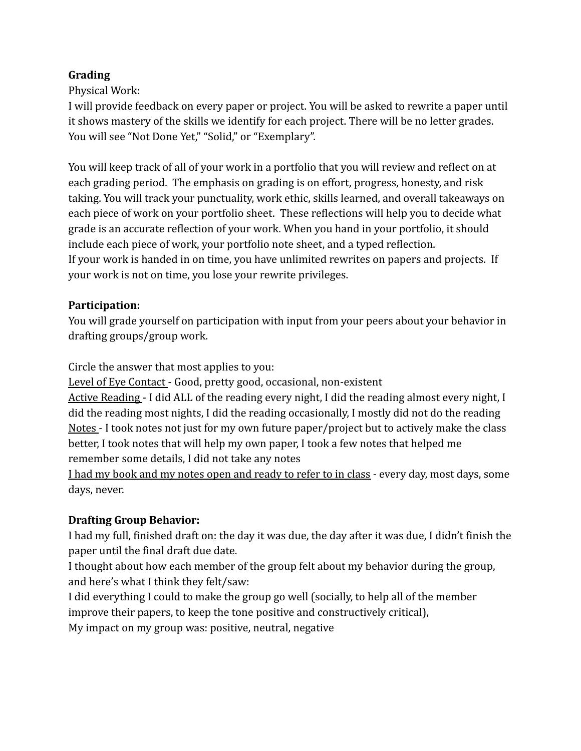**Grading**

Physical Work:

I will provide feedback on every paper or project. You will be asked to rewrite a paper until it shows mastery of the skills we identify for each project. There will be no letter grades. You will see "Not Done Yet," "Solid," or "Exemplary".

You will keep track of all of your work in a portfolio that you will review and reflect on at each grading period. The emphasis on grading is on effort, progress, honesty, and risk taking. You will track your punctuality, work ethic, skills learned, and overall takeaways on each piece of work on your portfolio sheet. These reflections will help you to decide what grade is an accurate reflection of your work. When you hand in your portfolio, it should include each piece of work, your portfolio note sheet, and a typed reflection.

If your work is handed in on time, you have unlimited rewrites on papers and projects. If your work is not on time, you lose your rewrite privileges.

**Participation:**

You will grade yourself on participation with input from your peers about your behavior in drafting groups/group work.

Circle the answer that most applies to you:

<u>Level of Eye Contact</u> - Good, pretty good, occasional, non-existent

<u>Active Reading</u> - I did ALL of the reading every night, I did the reading almost every night, I did the reading most nights, I did the reading occasionally, I mostly did not do the reading

<u>Notes</u> - I took notes not just for my own future paper/project but to actively make the class better, I took notes that will help my own paper, I took a few notes that helped me remember some details, I did not take any notes

<u>I had my book and my notes open and ready to refer to in class</u> - every day, most days, some days, never.

**Drafting Group Behavior:**

I had my full, finished draft on: the day it was due, the day after it was due, I didn't finish the paper until the final draft due date.

I thought about how each member of the group felt about my behavior during the group, and here's what I think they felt/saw:

I did everything I could to make the group go well (socially, to help all of the member improve their papers, to keep the tone positive and constructively critical),

My impact on my group was: positive, neutral, negative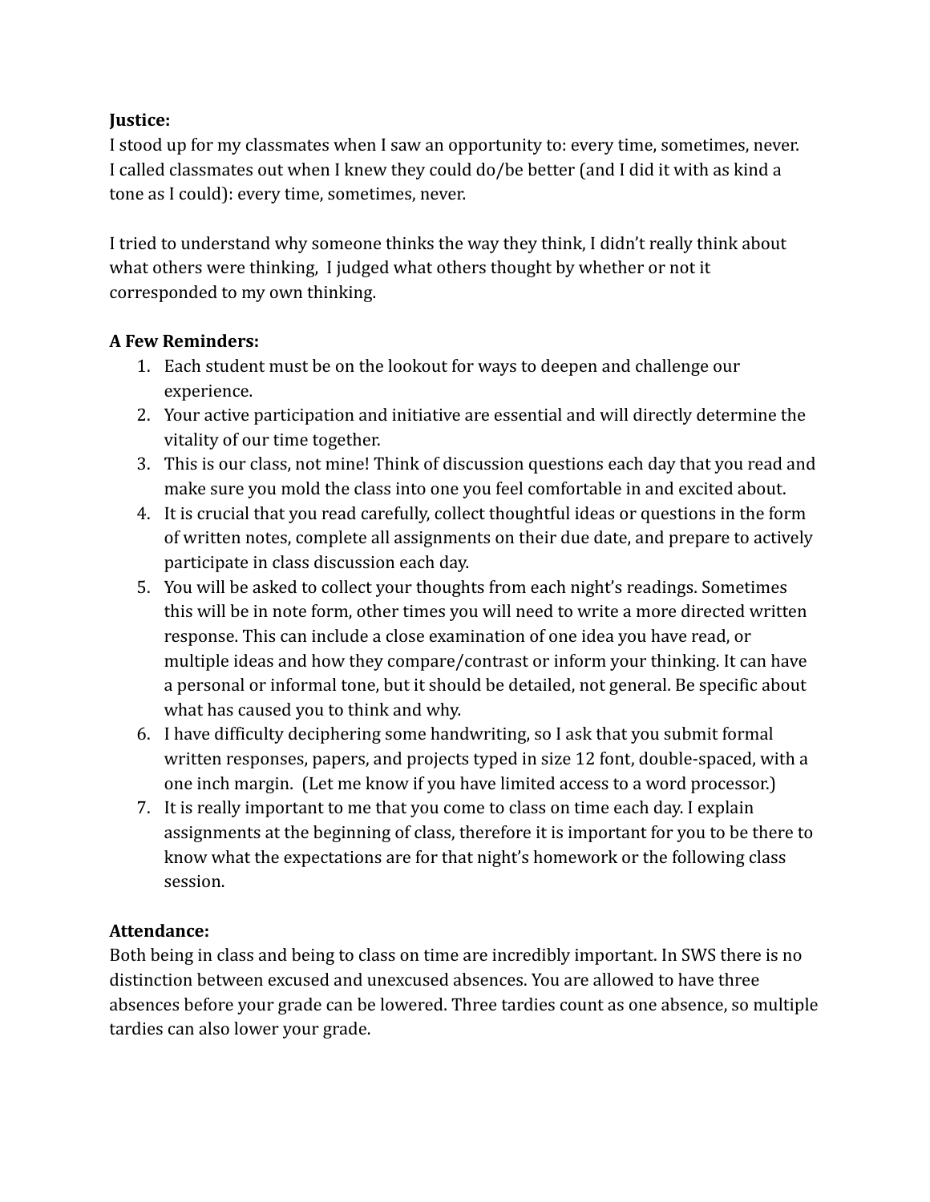**Justice:**
I stood up for my classmates when I saw an opportunity to: every time, sometimes, never.
I called classmates out when I knew they could do/be better (and I did it with as kind a tone as I could): every time, sometimes, never.

I tried to understand why someone thinks the way they think, I didn't really think about what others were thinking, I judged what others thought by whether or not it corresponded to my own thinking.

**A Few Reminders:**

1. Each student must be on the lookout for ways to deepen and challenge our experience.
2. Your active participation and initiative are essential and will directly determine the vitality of our time together.
3. This is our class, not mine! Think of discussion questions each day that you read and make sure you mold the class into one you feel comfortable in and excited about.
4. It is crucial that you read carefully, collect thoughtful ideas or questions in the form of written notes, complete all assignments on their due date, and prepare to actively participate in class discussion each day.
5. You will be asked to collect your thoughts from each night's readings. Sometimes this will be in note form, other times you will need to write a more directed written response. This can include a close examination of one idea you have read, or multiple ideas and how they compare/contrast or inform your thinking. It can have a personal or informal tone, but it should be detailed, not general. Be specific about what has caused you to think and why.
6. I have difficulty deciphering some handwriting, so I ask that you submit formal written responses, papers, and projects typed in size 12 font, double-spaced, with a one inch margin. (Let me know if you have limited access to a word processor.)
7. It is really important to me that you come to class on time each day. I explain assignments at the beginning of class, therefore it is important for you to be there to know what the expectations are for that night's homework or the following class session.

**Attendance:**
Both being in class and being to class on time are incredibly important. In SWS there is no distinction between excused and unexcused absences. You are allowed to have three absences before your grade can be lowered. Three tardies count as one absence, so multiple tardies can also lower your grade.